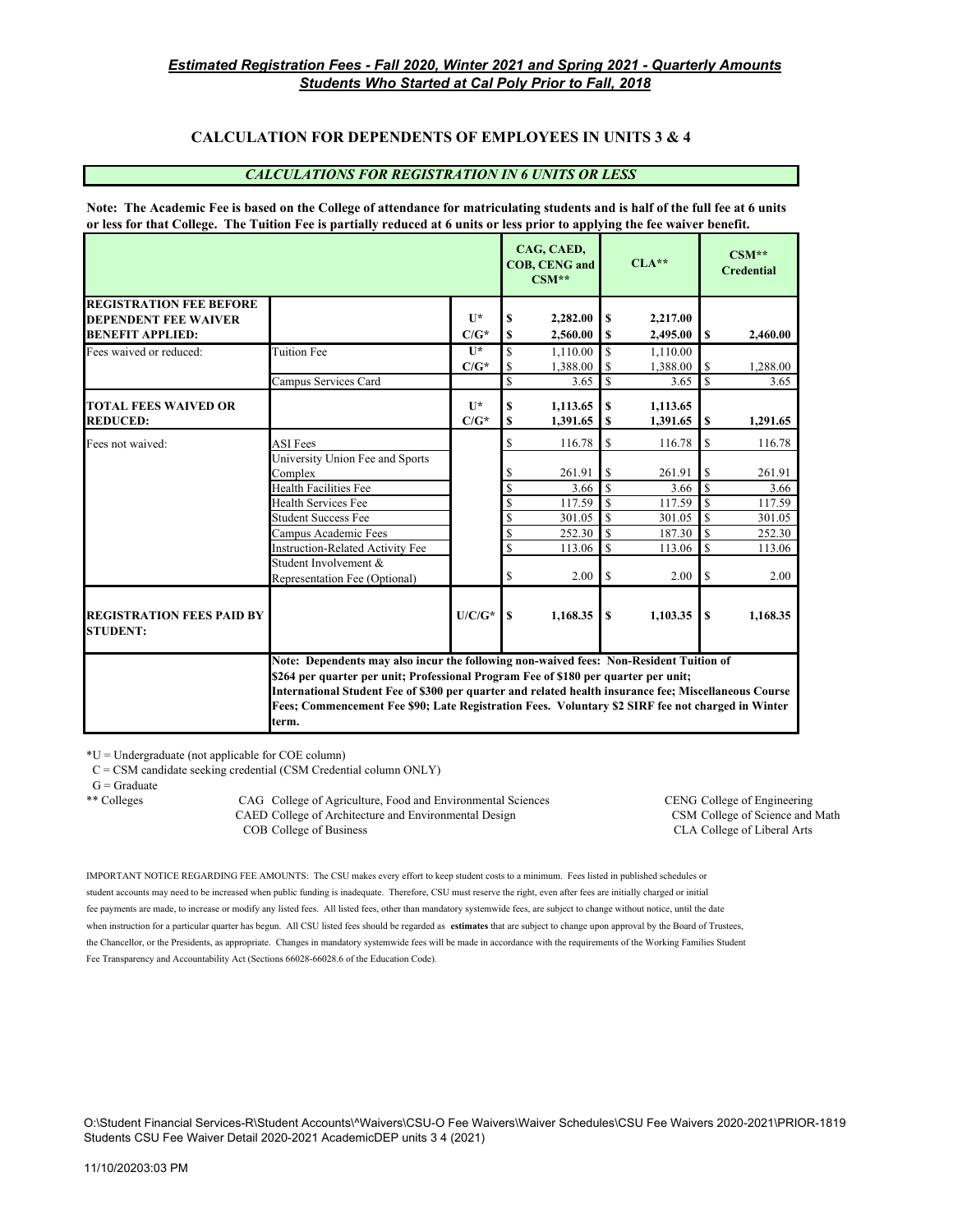***Estimated Registration Fees - Fall 2020, Winter 2021 and Spring 2021 - Quarterly Amounts***

***Students Who Started at Cal Poly Prior to Fall, 2018***

## CALCULATION FOR DEPENDENTS OF EMPLOYEES IN UNITS 3 & 4

***CALCULATIONS FOR REGISTRATION IN 6 UNITS OR LESS***

**Note: The Academic Fee is based on the College of attendance for matriculating students and is half of the full fee at 6 units or less for that College. The Tuition Fee is partially reduced at 6 units or less prior to applying the fee waiver benefit.**

| | | | CAG, CAED, COB, CENG and CSM** | CLA** | CSM** Credential |
|---|---|---|---|---|---|
| **REGISTRATION FEE BEFORE DEPENDENT FEE WAIVER BENEFIT APPLIED:** | | **U*** | **$ 2,282.00** | **$ 2,217.00** | |
| | | **C/G*** | **$ 2,560.00** | **$ 2,495.00** | **$ 2,460.00** |
| Fees waived or reduced: | Tuition Fee | **U*** | $ 1,110.00 | $ 1,110.00 | |
| | | **C/G*** | $ 1,388.00 | $ 1,388.00 | $ 1,288.00 |
| | Campus Services Card | | $ 3.65 | $ 3.65 | $ 3.65 |
| **TOTAL FEES WAIVED OR REDUCED:** | | **U*** | **$ 1,113.65** | **$ 1,113.65** | |
| | | **C/G*** | **$ 1,391.65** | **$ 1,391.65** | **$ 1,291.65** |
| Fees not waived: | ASI Fees | | $ 116.78 | $ 116.78 | $ 116.78 |
| | University Union Fee and Sports Complex | | $ 261.91 | $ 261.91 | $ 261.91 |
| | Health Facilities Fee | | $ 3.66 | $ 3.66 | $ 3.66 |
| | Health Services Fee | | $ 117.59 | $ 117.59 | $ 117.59 |
| | Student Success Fee | | $ 301.05 | $ 301.05 | $ 301.05 |
| | Campus Academic Fees | | $ 252.30 | $ 187.30 | $ 252.30 |
| | Instruction-Related Activity Fee | | $ 113.06 | $ 113.06 | $ 113.06 |
| | Student Involvement & Representation Fee (Optional) | | $ 2.00 | $ 2.00 | $ 2.00 |
| **REGISTRATION FEES PAID BY STUDENT:** | | **U/C/G*** | **$ 1,168.35** | **$ 1,103.35** | **$ 1,168.35** |

**Note: Dependents may also incur the following non-waived fees: Non-Resident Tuition of $264 per quarter per unit; Professional Program Fee of $180 per quarter per unit; International Student Fee of $300 per quarter and related health insurance fee; Miscellaneous Course Fees; Commencement Fee $90; Late Registration Fees. Voluntary $2 SIRF fee not charged in Winter term.**

*U = Undergraduate (not applicable for COE column)

C = CSM candidate seeking credential (CSM Credential column ONLY)

G = Graduate

** Colleges

- CAG College of Agriculture, Food and Environmental Sciences
- CAED College of Architecture and Environmental Design
- COB College of Business
- CENG College of Engineering
- CSM College of Science and Math
- CLA College of Liberal Arts

IMPORTANT NOTICE REGARDING FEE AMOUNTS: The CSU makes every effort to keep student costs to a minimum. Fees listed in published schedules or student accounts may need to be increased when public funding is inadequate. Therefore, CSU must reserve the right, even after fees are initially charged or initial fee payments are made, to increase or modify any listed fees. All listed fees, other than mandatory systemwide fees, are subject to change without notice, until the date when instruction for a particular quarter has begun. All CSU listed fees should be regarded as **estimates** that are subject to change upon approval by the Board of Trustees, the Chancellor, or the Presidents, as appropriate. Changes in mandatory systemwide fees will be made in accordance with the requirements of the Working Families Student Fee Transparency and Accountability Act (Sections 66028-66028.6 of the Education Code).

O:\Student Financial Services-R\Student Accounts\^Waivers\CSU-O Fee Waivers\Waiver Schedules\CSU Fee Waivers 2020-2021\PRIOR-1819 Students CSU Fee Waiver Detail 2020-2021 AcademicDEP units 3 4 (2021)

11/10/20203:03 PM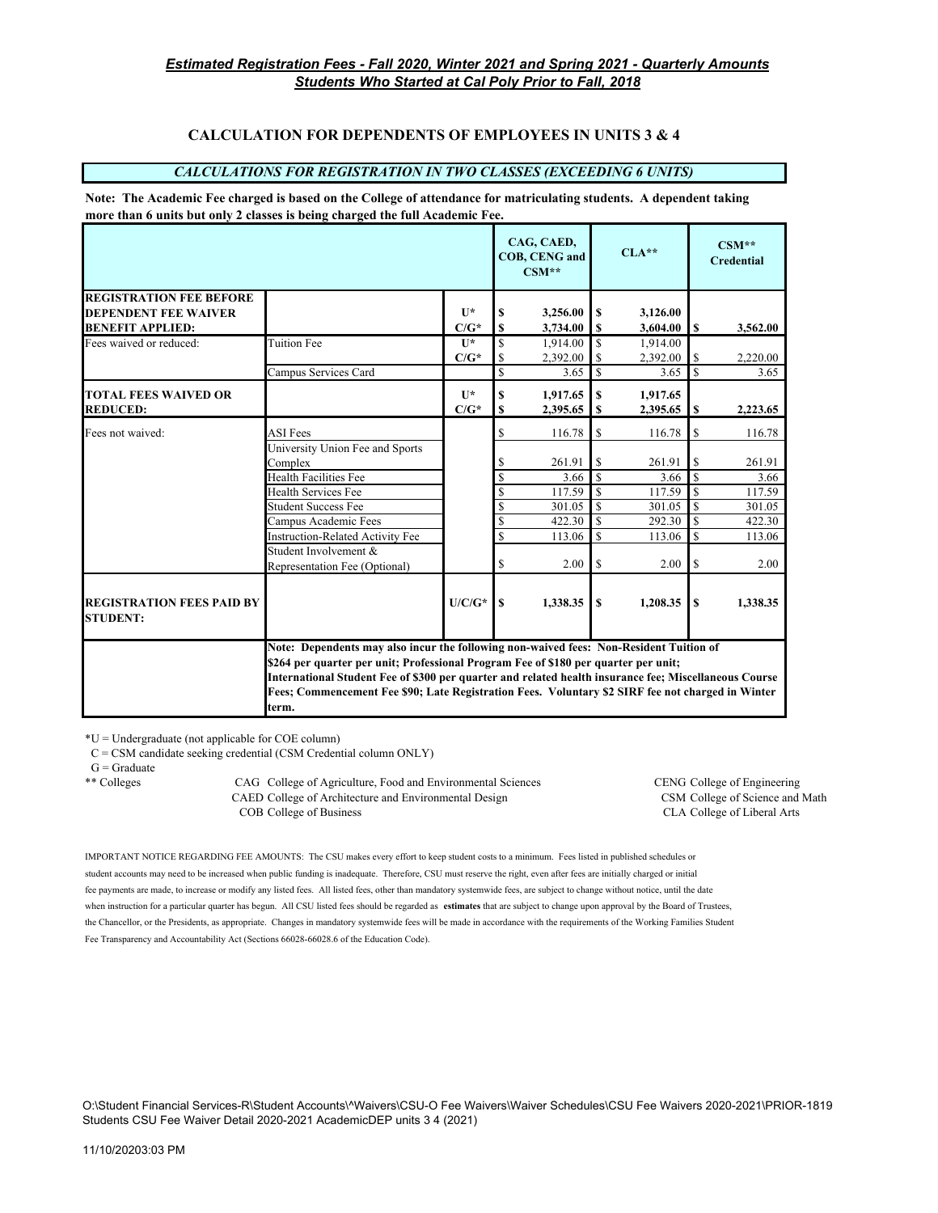***Estimated Registration Fees - Fall 2020, Winter 2021 and Spring 2021 - Quarterly Amounts***
***Students Who Started at Cal Poly Prior to Fall, 2018***

## CALCULATION FOR DEPENDENTS OF EMPLOYEES IN UNITS 3 & 4

***CALCULATIONS FOR REGISTRATION IN TWO CLASSES (EXCEEDING 6 UNITS)***

**Note: The Academic Fee charged is based on the College of attendance for matriculating students. A dependent taking more than 6 units but only 2 classes is being charged the full Academic Fee.**

| | | | CAG, CAED, COB, CENG and CSM** | CLA** | CSM** Credential |
|---|---|---|---|---|---|
| **REGISTRATION FEE BEFORE DEPENDENT FEE WAIVER BENEFIT APPLIED:** | | **U*** | **$ 3,256.00** | **$ 3,126.00** | |
| | | **C/G*** | **$ 3,734.00** | **$ 3,604.00** | **$ 3,562.00** |
| Fees waived or reduced: | Tuition Fee | **U*** | $ 1,914.00 | $ 1,914.00 | |
| | | **C/G*** | $ 2,392.00 | $ 2,392.00 | $ 2,220.00 |
| | Campus Services Card | | $ 3.65 | $ 3.65 | $ 3.65 |
| **TOTAL FEES WAIVED OR REDUCED:** | | **U*** | **$ 1,917.65** | **$ 1,917.65** | |
| | | **C/G*** | **$ 2,395.65** | **$ 2,395.65** | **$ 2,223.65** |
| Fees not waived: | ASI Fees | | $ 116.78 | $ 116.78 | $ 116.78 |
| | University Union Fee and Sports Complex | | $ 261.91 | $ 261.91 | $ 261.91 |
| | Health Facilities Fee | | $ 3.66 | $ 3.66 | $ 3.66 |
| | Health Services Fee | | $ 117.59 | $ 117.59 | $ 117.59 |
| | Student Success Fee | | $ 301.05 | $ 301.05 | $ 301.05 |
| | Campus Academic Fees | | $ 422.30 | $ 292.30 | $ 422.30 |
| | Instruction-Related Activity Fee | | $ 113.06 | $ 113.06 | $ 113.06 |
| | Student Involvement & Representation Fee (Optional) | | $ 2.00 | $ 2.00 | $ 2.00 |
| **REGISTRATION FEES PAID BY STUDENT:** | | **U/C/G*** | **$ 1,338.35** | **$ 1,208.35** | **$ 1,338.35** |
| | **Note: Dependents may also incur the following non-waived fees: Non-Resident Tuition of $264 per quarter per unit; Professional Program Fee of $180 per quarter per unit; International Student Fee of $300 per quarter and related health insurance fee; Miscellaneous Course Fees; Commencement Fee $90; Late Registration Fees. Voluntary $2 SIRF fee not charged in Winter term.** | | | | |

*U = Undergraduate (not applicable for COE column)
C = CSM candidate seeking credential (CSM Credential column ONLY)
G = Graduate

** Colleges
- CAG College of Agriculture, Food and Environmental Sciences
- CAED College of Architecture and Environmental Design
- COB College of Business
- CENG College of Engineering
- CSM College of Science and Math
- CLA College of Liberal Arts

IMPORTANT NOTICE REGARDING FEE AMOUNTS: The CSU makes every effort to keep student costs to a minimum. Fees listed in published schedules or student accounts may need to be increased when public funding is inadequate. Therefore, CSU must reserve the right, even after fees are initially charged or initial fee payments are made, to increase or modify any listed fees. All listed fees, other than mandatory systemwide fees, are subject to change without notice, until the date when instruction for a particular quarter has begun. All CSU listed fees should be regarded as **estimates** that are subject to change upon approval by the Board of Trustees, the Chancellor, or the Presidents, as appropriate. Changes in mandatory systemwide fees will be made in accordance with the requirements of the Working Families Student Fee Transparency and Accountability Act (Sections 66028-66028.6 of the Education Code).

O:\Student Financial Services-R\Student Accounts\^Waivers\CSU-O Fee Waivers\Waiver Schedules\CSU Fee Waivers 2020-2021\PRIOR-1819 Students CSU Fee Waiver Detail 2020-2021 AcademicDEP units 3 4 (2021)

11/10/20203:03 PM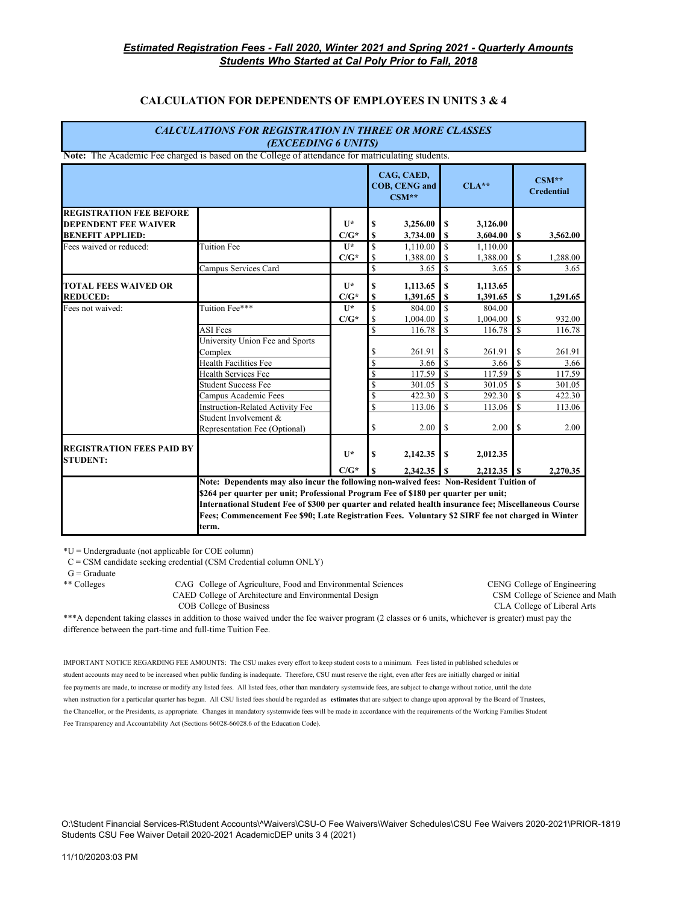***Estimated Registration Fees - Fall 2020, Winter 2021 and Spring 2021 - Quarterly Amounts***
***Students Who Started at Cal Poly Prior to Fall, 2018***

## CALCULATION FOR DEPENDENTS OF EMPLOYEES IN UNITS 3 & 4

***CALCULATIONS FOR REGISTRATION IN THREE OR MORE CLASSES (EXCEEDING 6 UNITS)***

**Note:** The Academic Fee charged is based on the College of attendance for matriculating students.

| | | | CAG, CAED, COB, CENG and CSM** | CLA** | CSM** Credential |
|---|---|---|---|---|---|
| **REGISTRATION FEE BEFORE DEPENDENT FEE WAIVER BENEFIT APPLIED:** | | **U*** | **$ 3,256.00** | **$ 3,126.00** | |
| | | **C/G*** | **$ 3,734.00** | **$ 3,604.00** | **$ 3,562.00** |
| Fees waived or reduced: | Tuition Fee | **U*** | $ 1,110.00 | $ 1,110.00 | |
| | | **C/G*** | $ 1,388.00 | $ 1,388.00 | $ 1,288.00 |
| | Campus Services Card | | $ 3.65 | $ 3.65 | $ 3.65 |
| **TOTAL FEES WAIVED OR REDUCED:** | | **U*** | **$ 1,113.65** | **$ 1,113.65** | |
| | | **C/G*** | **$ 1,391.65** | **$ 1,391.65** | **$ 1,291.65** |
| Fees not waived: | Tuition Fee*** | **U*** | $ 804.00 | $ 804.00 | |
| | | **C/G*** | $ 1,004.00 | $ 1,004.00 | $ 932.00 |
| | ASI Fees | | $ 116.78 | $ 116.78 | $ 116.78 |
| | University Union Fee and Sports Complex | | $ 261.91 | $ 261.91 | $ 261.91 |
| | Health Facilities Fee | | $ 3.66 | $ 3.66 | $ 3.66 |
| | Health Services Fee | | $ 117.59 | $ 117.59 | $ 117.59 |
| | Student Success Fee | | $ 301.05 | $ 301.05 | $ 301.05 |
| | Campus Academic Fees | | $ 422.30 | $ 292.30 | $ 422.30 |
| | Instruction-Related Activity Fee | | $ 113.06 | $ 113.06 | $ 113.06 |
| | Student Involvement & Representation Fee (Optional) | | $ 2.00 | $ 2.00 | $ 2.00 |
| **REGISTRATION FEES PAID BY STUDENT:** | | **U*** | **$ 2,142.35** | **$ 2,012.35** | |
| | | **C/G*** | **$ 2,342.35** | **$ 2,212.35** | **$ 2,270.35** |

**Note: Dependents may also incur the following non-waived fees: Non-Resident Tuition of $264 per quarter per unit; Professional Program Fee of $180 per quarter per unit; International Student Fee of $300 per quarter and related health insurance fee; Miscellaneous Course Fees; Commencement Fee $90; Late Registration Fees. Voluntary $2 SIRF fee not charged in Winter term.**

*U = Undergraduate (not applicable for COE column)
C = CSM candidate seeking credential (CSM Credential column ONLY)
G = Graduate

** Colleges
- CAG College of Agriculture, Food and Environmental Sciences
- CAED College of Architecture and Environmental Design
- COB College of Business
- CENG College of Engineering
- CSM College of Science and Math
- CLA College of Liberal Arts

***A dependent taking classes in addition to those waived under the fee waiver program (2 classes or 6 units, whichever is greater) must pay the difference between the part-time and full-time Tuition Fee.

IMPORTANT NOTICE REGARDING FEE AMOUNTS: The CSU makes every effort to keep student costs to a minimum. Fees listed in published schedules or student accounts may need to be increased when public funding is inadequate. Therefore, CSU must reserve the right, even after fees are initially charged or initial fee payments are made, to increase or modify any listed fees. All listed fees, other than mandatory systemwide fees, are subject to change without notice, until the date when instruction for a particular quarter has begun. All CSU listed fees should be regarded as **estimates** that are subject to change upon approval by the Board of Trustees, the Chancellor, or the Presidents, as appropriate. Changes in mandatory systemwide fees will be made in accordance with the requirements of the Working Families Student Fee Transparency and Accountability Act (Sections 66028-66028.6 of the Education Code).

O:\Student Financial Services-R\Student Accounts\^Waivers\CSU-O Fee Waivers\Waiver Schedules\CSU Fee Waivers 2020-2021\PRIOR-1819 Students CSU Fee Waiver Detail 2020-2021 AcademicDEP units 3 4 (2021)

11/10/20203:03 PM